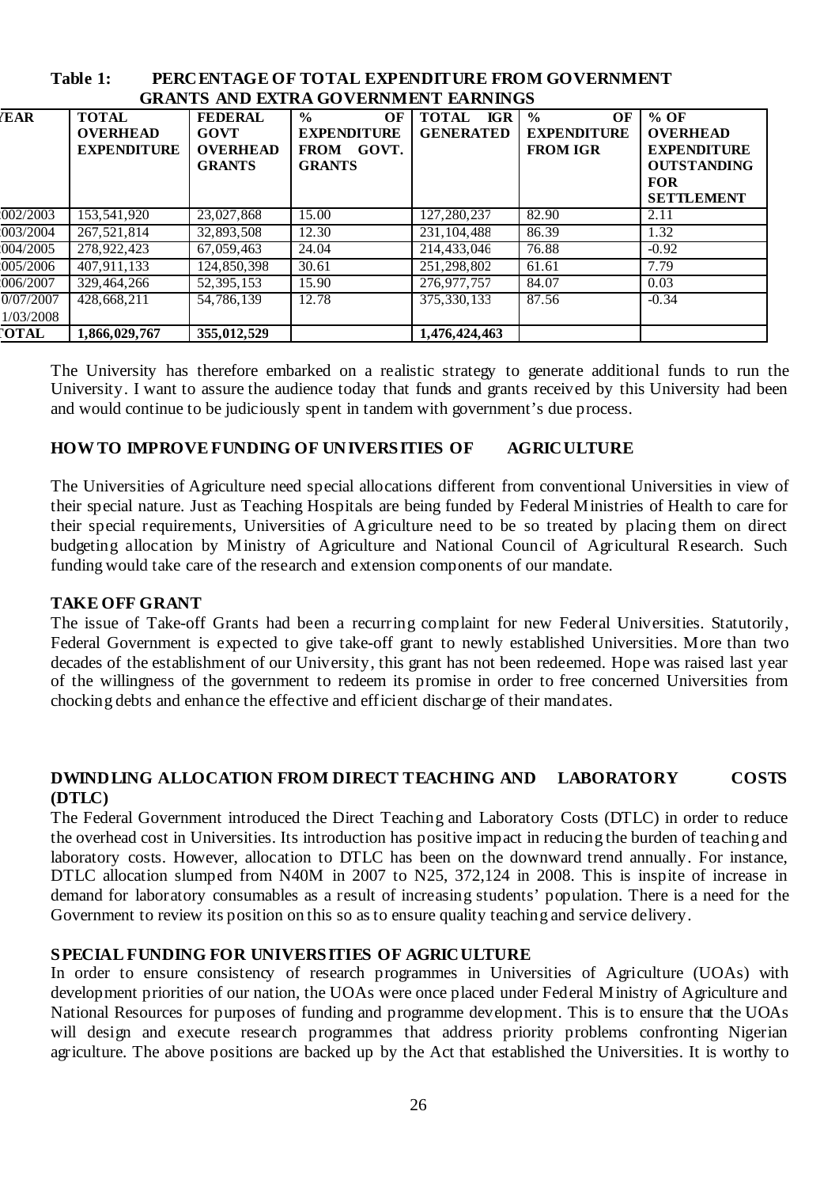**Table 1: PERCENTAGE OF TOTAL EXPENDITURE FROM GOVERNMENT GRANTS AND EXTRA GOVERNMENT EARNINGS**

| YEAR | TOTAL OVERHEAD EXPENDITURE | FEDERAL GOVT OVERHEAD GRANTS | % OF EXPENDITURE FROM GOVT. GRANTS | TOTAL IGR GENERATED | % OF EXPENDITURE FROM IGR | % OF OVERHEAD EXPENDITURE OUTSTANDING FOR SETTLEMENT |
|---|---|---|---|---|---|---|
| 2002/2003 | 153,541,920 | 23,027,868 | 15.00 | 127,280,237 | 82.90 | 2.11 |
| 2003/2004 | 267,521,814 | 32,893,508 | 12.30 | 231,104,488 | 86.39 | 1.32 |
| 2004/2005 | 278,922,423 | 67,059,463 | 24.04 | 214,433,046 | 76.88 | -0.92 |
| 2005/2006 | 407,911,133 | 124,850,398 | 30.61 | 251,298,802 | 61.61 | 7.79 |
| 2006/2007 | 329,464,266 | 52,395,153 | 15.90 | 276,977,757 | 84.07 | 0.03 |
| 0/07/2007 1/03/2008 | 428,668,211 | 54,786,139 | 12.78 | 375,330,133 | 87.56 | -0.34 |
| TOTAL | 1,866,029,767 | 355,012,529 | | 1,476,424,463 | | |

The University has therefore embarked on a realistic strategy to generate additional funds to run the University. I want to assure the audience today that funds and grants received by this University had been and would continue to be judiciously spent in tandem with government's due process.

## HOW TO IMPROVE FUNDING OF UNIVERSITIES OF AGRICULTURE

The Universities of Agriculture need special allocations different from conventional Universities in view of their special nature. Just as Teaching Hospitals are being funded by Federal Ministries of Health to care for their special requirements, Universities of Agriculture need to be so treated by placing them on direct budgeting allocation by Ministry of Agriculture and National Council of Agricultural Research. Such funding would take care of the research and extension components of our mandate.

## TAKE OFF GRANT

The issue of Take-off Grants had been a recurring complaint for new Federal Universities. Statutorily, Federal Government is expected to give take-off grant to newly established Universities. More than two decades of the establishment of our University, this grant has not been redeemed. Hope was raised last year of the willingness of the government to redeem its promise in order to free concerned Universities from chocking debts and enhance the effective and efficient discharge of their mandates.

## DWINDLING ALLOCATION FROM DIRECT TEACHING AND LABORATORY COSTS (DTLC)

The Federal Government introduced the Direct Teaching and Laboratory Costs (DTLC) in order to reduce the overhead cost in Universities. Its introduction has positive impact in reducing the burden of teaching and laboratory costs. However, allocation to DTLC has been on the downward trend annually. For instance, DTLC allocation slumped from N40M in 2007 to N25, 372,124 in 2008. This is inspite of increase in demand for laboratory consumables as a result of increasing students' population. There is a need for the Government to review its position on this so as to ensure quality teaching and service delivery.

## SPECIAL FUNDING FOR UNIVERSITIES OF AGRICULTURE

In order to ensure consistency of research programmes in Universities of Agriculture (UOAs) with development priorities of our nation, the UOAs were once placed under Federal Ministry of Agriculture and National Resources for purposes of funding and programme development. This is to ensure that the UOAs will design and execute research programmes that address priority problems confronting Nigerian agriculture. The above positions are backed up by the Act that established the Universities. It is worthy to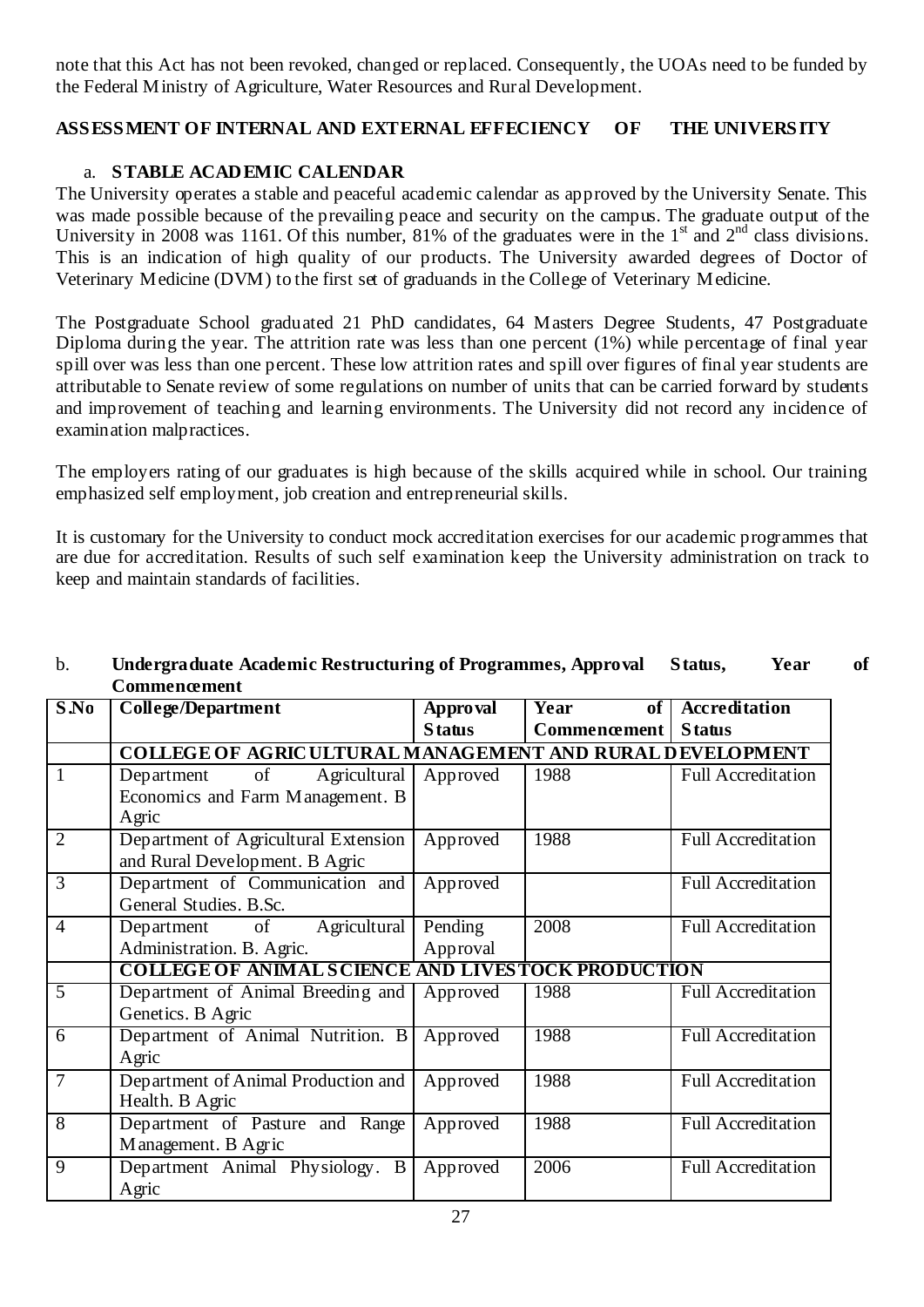note that this Act has not been revoked, changed or replaced. Consequently, the UOAs need to be funded by the Federal Ministry of Agriculture, Water Resources and Rural Development.

## ASSESSMENT OF INTERNAL AND EXTERNAL EFFECIENCY OF THE UNIVERSITY

### a. STABLE ACADEMIC CALENDAR

The University operates a stable and peaceful academic calendar as approved by the University Senate. This was made possible because of the prevailing peace and security on the campus. The graduate output of the University in 2008 was 1161. Of this number, 81% of the graduates were in the 1st and 2nd class divisions. This is an indication of high quality of our products. The University awarded degrees of Doctor of Veterinary Medicine (DVM) to the first set of graduands in the College of Veterinary Medicine.

The Postgraduate School graduated 21 PhD candidates, 64 Masters Degree Students, 47 Postgraduate Diploma during the year. The attrition rate was less than one percent (1%) while percentage of final year spill over was less than one percent. These low attrition rates and spill over figures of final year students are attributable to Senate review of some regulations on number of units that can be carried forward by students and improvement of teaching and learning environments. The University did not record any incidence of examination malpractices.

The employers rating of our graduates is high because of the skills acquired while in school. Our training emphasized self employment, job creation and entrepreneurial skills.

It is customary for the University to conduct mock accreditation exercises for our academic programmes that are due for accreditation. Results of such self examination keep the University administration on track to keep and maintain standards of facilities.

### b. Undergraduate Academic Restructuring of Programmes, Approval Status, Year of Commencement

| S.No | College/Department | Approval Status | Year of Commencement | Accreditation Status |
|---|---|---|---|---|
| | **COLLEGE OF AGRICULTURAL MANAGEMENT AND RURAL DEVELOPMENT** | | | |
| 1 | Department of Agricultural Economics and Farm Management. B Agric | Approved | 1988 | Full Accreditation |
| 2 | Department of Agricultural Extension and Rural Development. B Agric | Approved | 1988 | Full Accreditation |
| 3 | Department of Communication and General Studies. B.Sc. | Approved | | Full Accreditation |
| 4 | Department of Agricultural Administration. B. Agric. | Pending Approval | 2008 | Full Accreditation |
| | **COLLEGE OF ANIMAL SCIENCE AND LIVESTOCK PRODUCTION** | | | |
| 5 | Department of Animal Breeding and Genetics. B Agric | Approved | 1988 | Full Accreditation |
| 6 | Department of Animal Nutrition. B Agric | Approved | 1988 | Full Accreditation |
| 7 | Department of Animal Production and Health. B Agric | Approved | 1988 | Full Accreditation |
| 8 | Department of Pasture and Range Management. B Agric | Approved | 1988 | Full Accreditation |
| 9 | Department Animal Physiology. B Agric | Approved | 2006 | Full Accreditation |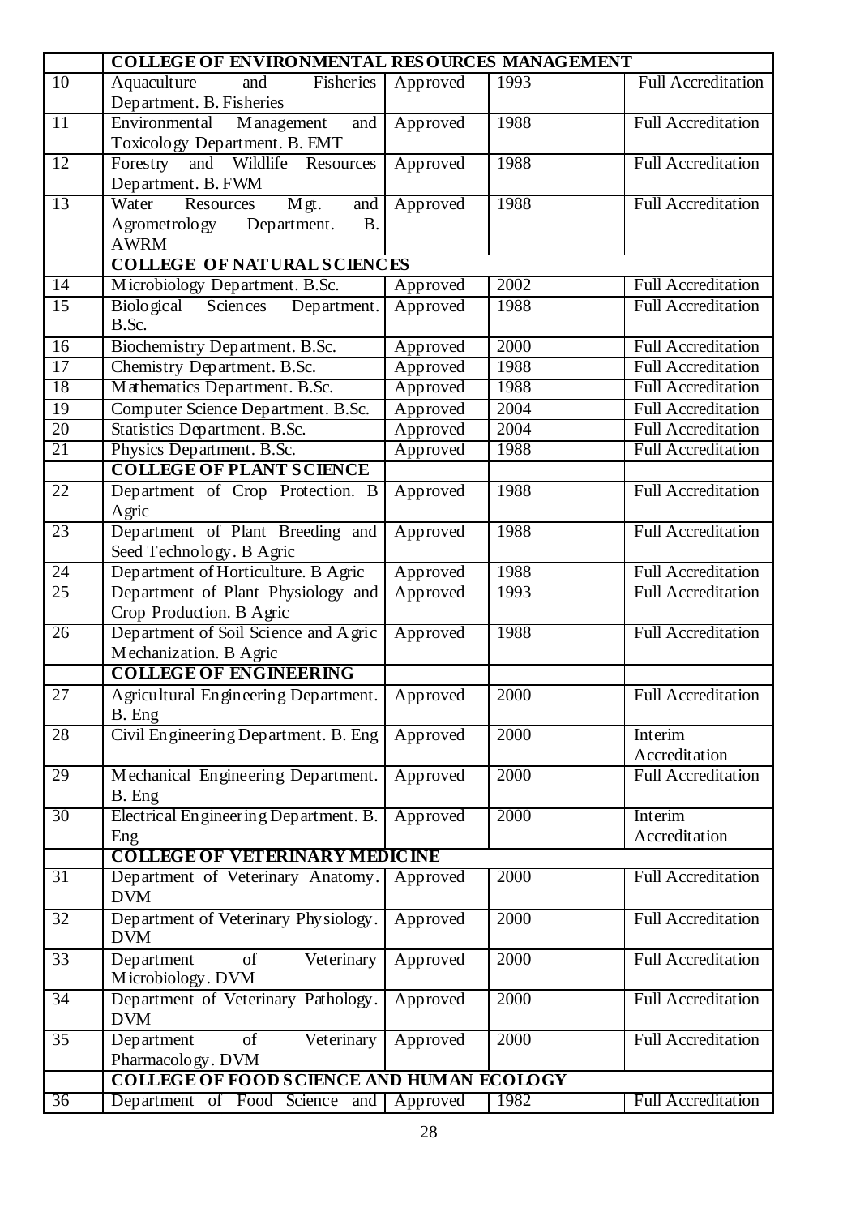| | | | | |
|---|---|---|---|---|
| | **COLLEGE OF ENVIRONMENTAL RESOURCES MANAGEMENT** | | | |
| 10 | Aquaculture and Fisheries Department. B. Fisheries | Approved | 1993 | Full Accreditation |
| 11 | Environmental Management and Toxicology Department. B. EMT | Approved | 1988 | Full Accreditation |
| 12 | Forestry and Wildlife Resources Department. B. FWM | Approved | 1988 | Full Accreditation |
| 13 | Water Resources Mgt. and Agrometrology Department. B. AWRM | Approved | 1988 | Full Accreditation |
| | **COLLEGE OF NATURAL SCIENCES** | | | |
| 14 | Microbiology Department. B.Sc. | Approved | 2002 | Full Accreditation |
| 15 | Biological Sciences Department. B.Sc. | Approved | 1988 | Full Accreditation |
| 16 | Biochemistry Department. B.Sc. | Approved | 2000 | Full Accreditation |
| 17 | Chemistry Department. B.Sc. | Approved | 1988 | Full Accreditation |
| 18 | Mathematics Department. B.Sc. | Approved | 1988 | Full Accreditation |
| 19 | Computer Science Department. B.Sc. | Approved | 2004 | Full Accreditation |
| 20 | Statistics Department. B.Sc. | Approved | 2004 | Full Accreditation |
| 21 | Physics Department. B.Sc. | Approved | 1988 | Full Accreditation |
| | **COLLEGE OF PLANT SCIENCE** | | | |
| 22 | Department of Crop Protection. B Agric | Approved | 1988 | Full Accreditation |
| 23 | Department of Plant Breeding and Seed Technology. B Agric | Approved | 1988 | Full Accreditation |
| 24 | Department of Horticulture. B Agric | Approved | 1988 | Full Accreditation |
| 25 | Department of Plant Physiology and Crop Production. B Agric | Approved | 1993 | Full Accreditation |
| 26 | Department of Soil Science and Agric Mechanization. B Agric | Approved | 1988 | Full Accreditation |
| | **COLLEGE OF ENGINEERING** | | | |
| 27 | Agricultural Engineering Department. B. Eng | Approved | 2000 | Full Accreditation |
| 28 | Civil Engineering Department. B. Eng | Approved | 2000 | Interim Accreditation |
| 29 | Mechanical Engineering Department. B. Eng | Approved | 2000 | Full Accreditation |
| 30 | Electrical Engineering Department. B. Eng | Approved | 2000 | Interim Accreditation |
| | **COLLEGE OF VETERINARY MEDICINE** | | | |
| 31 | Department of Veterinary Anatomy. DVM | Approved | 2000 | Full Accreditation |
| 32 | Department of Veterinary Physiology. DVM | Approved | 2000 | Full Accreditation |
| 33 | Department of Veterinary Microbiology. DVM | Approved | 2000 | Full Accreditation |
| 34 | Department of Veterinary Pathology. DVM | Approved | 2000 | Full Accreditation |
| 35 | Department of Veterinary Pharmacology. DVM | Approved | 2000 | Full Accreditation |
| | **COLLEGE OF FOOD SCIENCE AND HUMAN ECOLOGY** | | | |
| 36 | Department of Food Science and | Approved | 1982 | Full Accreditation |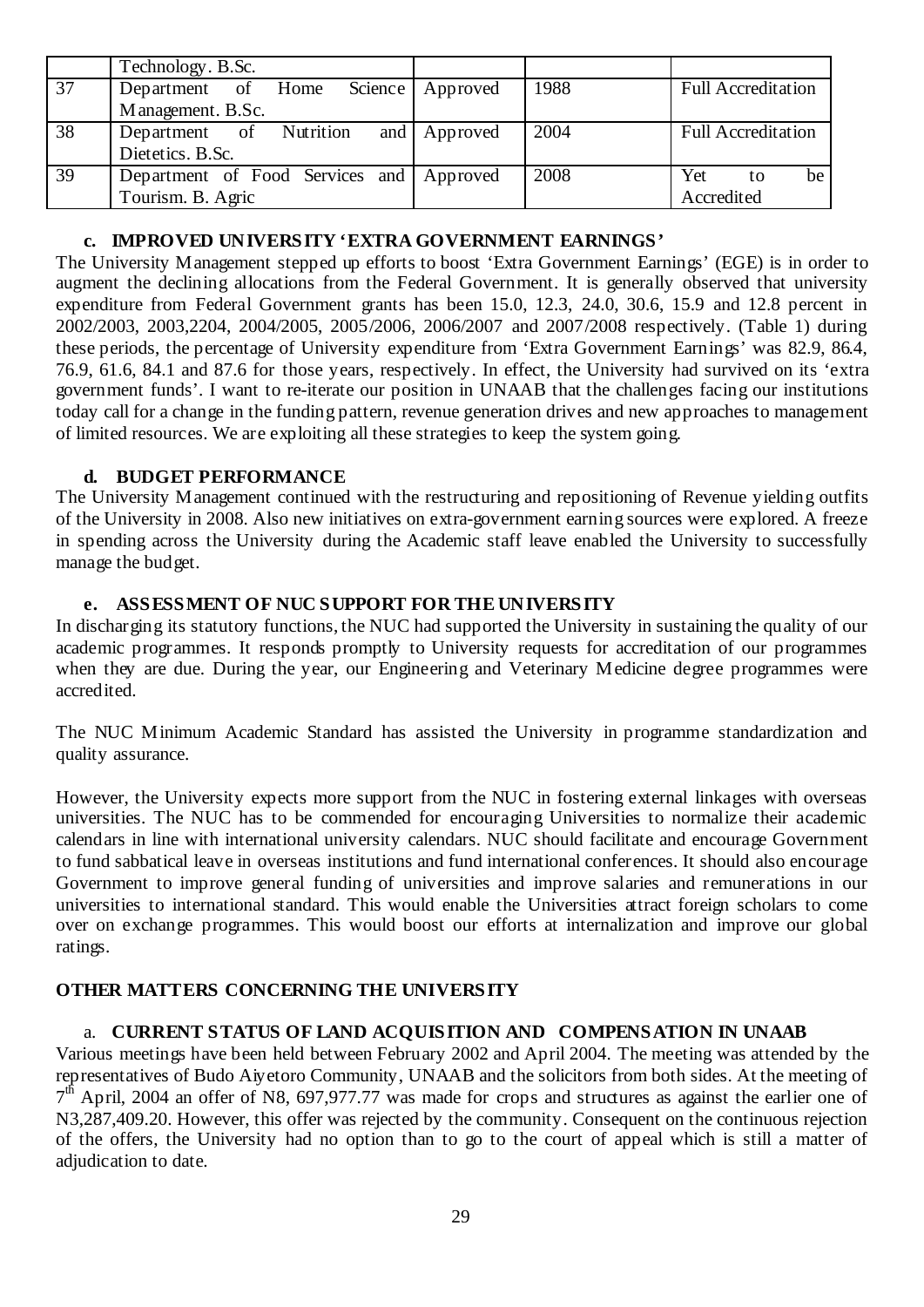|  | Technology. B.Sc. |  |  |  |
|---|---|---|---|---|
| 37 | Department of Home Science Management. B.Sc. | Approved | 1988 | Full Accreditation |
| 38 | Department of Nutrition and Dietetics. B.Sc. | Approved | 2004 | Full Accreditation |
| 39 | Department of Food Services and Tourism. B. Agric | Approved | 2008 | Yet to be Accredited |

### c. IMPROVED UNIVERSITY 'EXTRA GOVERNMENT EARNINGS'

The University Management stepped up efforts to boost 'Extra Government Earnings' (EGE) is in order to augment the declining allocations from the Federal Government. It is generally observed that university expenditure from Federal Government grants has been 15.0, 12.3, 24.0, 30.6, 15.9 and 12.8 percent in 2002/2003, 2003,2204, 2004/2005, 2005/2006, 2006/2007 and 2007/2008 respectively. (Table 1) during these periods, the percentage of University expenditure from 'Extra Government Earnings' was 82.9, 86.4, 76.9, 61.6, 84.1 and 87.6 for those years, respectively. In effect, the University had survived on its 'extra government funds'. I want to re-iterate our position in UNAAB that the challenges facing our institutions today call for a change in the funding pattern, revenue generation drives and new approaches to management of limited resources. We are exploiting all these strategies to keep the system going.

### d. BUDGET PERFORMANCE

The University Management continued with the restructuring and repositioning of Revenue yielding outfits of the University in 2008. Also new initiatives on extra-government earning sources were explored. A freeze in spending across the University during the Academic staff leave enabled the University to successfully manage the budget.

### e. ASSESSMENT OF NUC SUPPORT FOR THE UNIVERSITY

In discharging its statutory functions, the NUC had supported the University in sustaining the quality of our academic programmes. It responds promptly to University requests for accreditation of our programmes when they are due. During the year, our Engineering and Veterinary Medicine degree programmes were accredited.

The NUC Minimum Academic Standard has assisted the University in programme standardization and quality assurance.

However, the University expects more support from the NUC in fostering external linkages with overseas universities. The NUC has to be commended for encouraging Universities to normalize their academic calendars in line with international university calendars. NUC should facilitate and encourage Government to fund sabbatical leave in overseas institutions and fund international conferences. It should also encourage Government to improve general funding of universities and improve salaries and remunerations in our universities to international standard. This would enable the Universities attract foreign scholars to come over on exchange programmes. This would boost our efforts at internalization and improve our global ratings.

## OTHER MATTERS CONCERNING THE UNIVERSITY

### a. CURRENT STATUS OF LAND ACQUISITION AND COMPENSATION IN UNAAB

Various meetings have been held between February 2002 and April 2004. The meeting was attended by the representatives of Budo Aiyetoro Community, UNAAB and the solicitors from both sides. At the meeting of 7th April, 2004 an offer of N8, 697,977.77 was made for crops and structures as against the earlier one of N3,287,409.20. However, this offer was rejected by the community. Consequent on the continuous rejection of the offers, the University had no option than to go to the court of appeal which is still a matter of adjudication to date.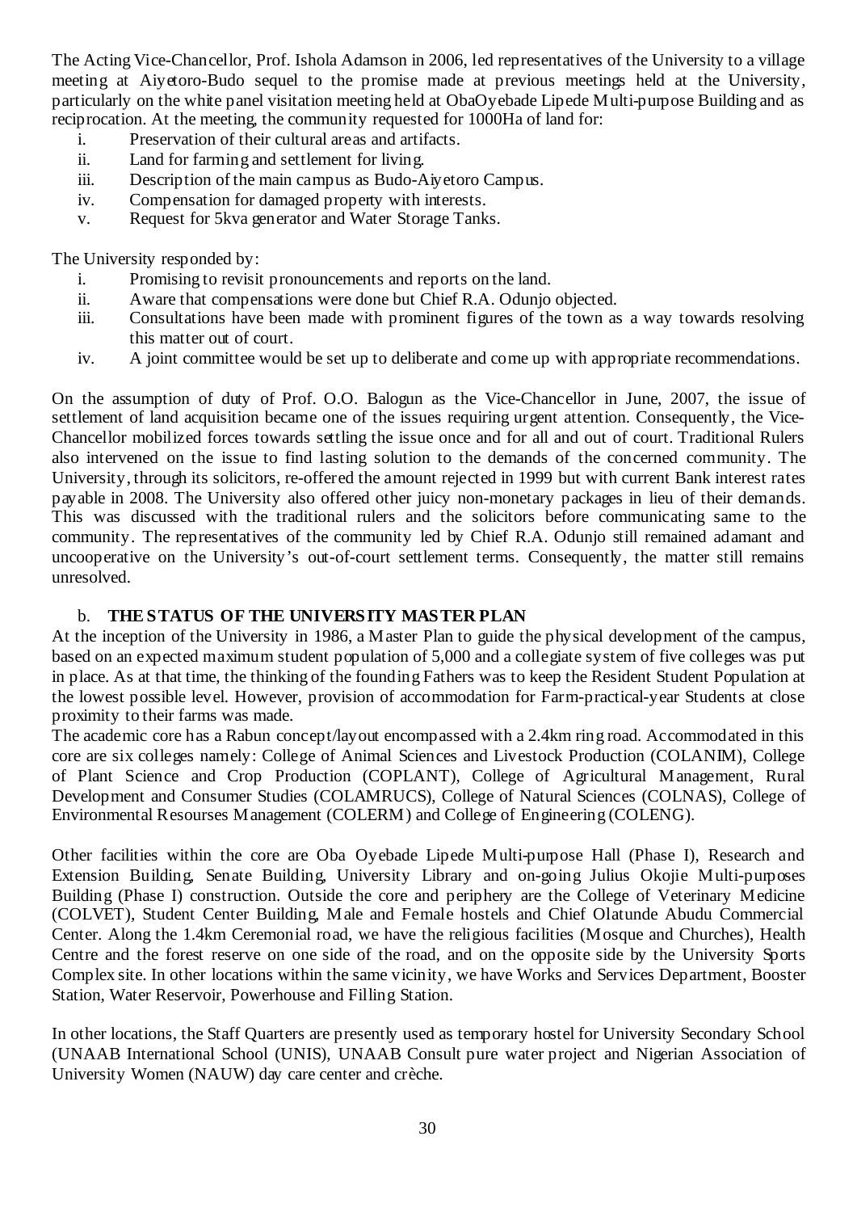The Acting Vice-Chancellor, Prof. Ishola Adamson in 2006, led representatives of the University to a village meeting at Aiyetoro-Budo sequel to the promise made at previous meetings held at the University, particularly on the white panel visitation meeting held at ObaOyebade Lipede Multi-purpose Building and as reciprocation. At the meeting, the community requested for 1000Ha of land for:

i. Preservation of their cultural areas and artifacts.
ii. Land for farming and settlement for living.
iii. Description of the main campus as Budo-Aiyetoro Campus.
iv. Compensation for damaged property with interests.
v. Request for 5kva generator and Water Storage Tanks.

The University responded by:

i. Promising to revisit pronouncements and reports on the land.
ii. Aware that compensations were done but Chief R.A. Odunjo objected.
iii. Consultations have been made with prominent figures of the town as a way towards resolving this matter out of court.
iv. A joint committee would be set up to deliberate and come up with appropriate recommendations.

On the assumption of duty of Prof. O.O. Balogun as the Vice-Chancellor in June, 2007, the issue of settlement of land acquisition became one of the issues requiring urgent attention. Consequently, the Vice-Chancellor mobilized forces towards settling the issue once and for all and out of court. Traditional Rulers also intervened on the issue to find lasting solution to the demands of the concerned community. The University, through its solicitors, re-offered the amount rejected in 1999 but with current Bank interest rates payable in 2008. The University also offered other juicy non-monetary packages in lieu of their demands. This was discussed with the traditional rulers and the solicitors before communicating same to the community. The representatives of the community led by Chief R.A. Odunjo still remained adamant and uncooperative on the University's out-of-court settlement terms. Consequently, the matter still remains unresolved.

b. **THE STATUS OF THE UNIVERSITY MASTER PLAN**

At the inception of the University in 1986, a Master Plan to guide the physical development of the campus, based on an expected maximum student population of 5,000 and a collegiate system of five colleges was put in place. As at that time, the thinking of the founding Fathers was to keep the Resident Student Population at the lowest possible level. However, provision of accommodation for Farm-practical-year Students at close proximity to their farms was made.

The academic core has a Rabun concept/layout encompassed with a 2.4km ring road. Accommodated in this core are six colleges namely: College of Animal Sciences and Livestock Production (COLANIM), College of Plant Science and Crop Production (COPLANT), College of Agricultural Management, Rural Development and Consumer Studies (COLAMRUCS), College of Natural Sciences (COLNAS), College of Environmental Resourses Management (COLERM) and College of Engineering (COLENG).

Other facilities within the core are Oba Oyebade Lipede Multi-purpose Hall (Phase I), Research and Extension Building, Senate Building, University Library and on-going Julius Okojie Multi-purposes Building (Phase I) construction. Outside the core and periphery are the College of Veterinary Medicine (COLVET), Student Center Building, Male and Female hostels and Chief Olatunde Abudu Commercial Center. Along the 1.4km Ceremonial road, we have the religious facilities (Mosque and Churches), Health Centre and the forest reserve on one side of the road, and on the opposite side by the University Sports Complex site. In other locations within the same vicinity, we have Works and Services Department, Booster Station, Water Reservoir, Powerhouse and Filling Station.

In other locations, the Staff Quarters are presently used as temporary hostel for University Secondary School (UNAAB International School (UNIS), UNAAB Consult pure water project and Nigerian Association of University Women (NAUW) day care center and crèche.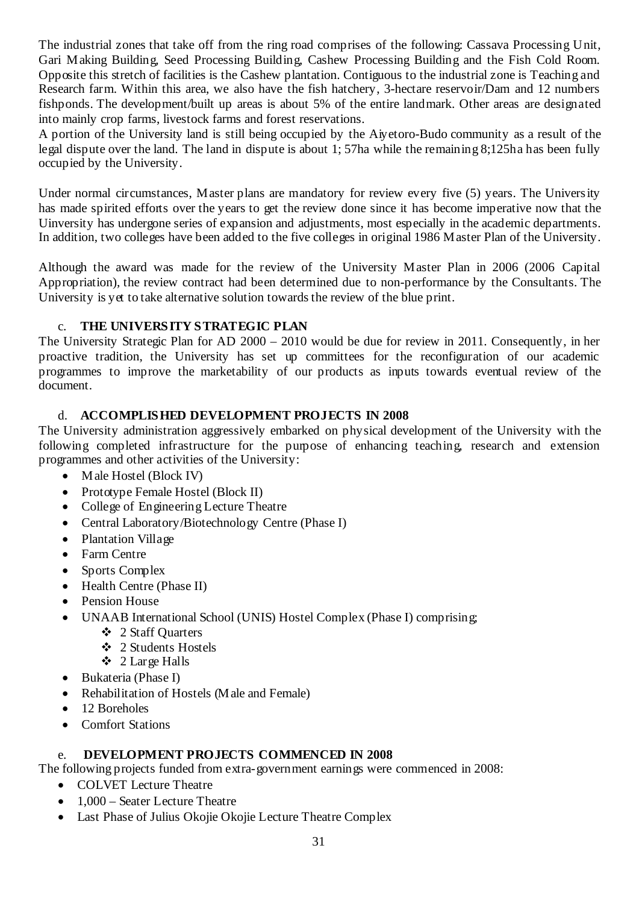The industrial zones that take off from the ring road comprises of the following: Cassava Processing Unit, Gari Making Building, Seed Processing Building, Cashew Processing Building and the Fish Cold Room. Opposite this stretch of facilities is the Cashew plantation. Contiguous to the industrial zone is Teaching and Research farm. Within this area, we also have the fish hatchery, 3-hectare reservoir/Dam and 12 numbers fishponds. The development/built up areas is about 5% of the entire landmark. Other areas are designated into mainly crop farms, livestock farms and forest reservations.

A portion of the University land is still being occupied by the Aiyetoro-Budo community as a result of the legal dispute over the land. The land in dispute is about 1; 57ha while the remaining 8;125ha has been fully occupied by the University.

Under normal circumstances, Master plans are mandatory for review every five (5) years. The University has made spirited efforts over the years to get the review done since it has become imperative now that the Uinversity has undergone series of expansion and adjustments, most especially in the academic departments. In addition, two colleges have been added to the five colleges in original 1986 Master Plan of the University.

Although the award was made for the review of the University Master Plan in 2006 (2006 Capital Appropriation), the review contract had been determined due to non-performance by the Consultants. The University is yet to take alternative solution towards the review of the blue print.

### c. THE UNIVERSITY STRATEGIC PLAN

The University Strategic Plan for AD 2000 – 2010 would be due for review in 2011. Consequently, in her proactive tradition, the University has set up committees for the reconfiguration of our academic programmes to improve the marketability of our products as inputs towards eventual review of the document.

### d. ACCOMPLISHED DEVELOPMENT PROJECTS IN 2008

The University administration aggressively embarked on physical development of the University with the following completed infrastructure for the purpose of enhancing teaching, research and extension programmes and other activities of the University:

- Male Hostel (Block IV)
- Prototype Female Hostel (Block II)
- College of Engineering Lecture Theatre
- Central Laboratory/Biotechnology Centre (Phase I)
- Plantation Village
- Farm Centre
- Sports Complex
- Health Centre (Phase II)
- Pension House
- UNAAB International School (UNIS) Hostel Complex (Phase I) comprising;
  - 2 Staff Quarters
  - 2 Students Hostels
  - 2 Large Halls
- Bukateria (Phase I)
- Rehabilitation of Hostels (Male and Female)
- 12 Boreholes
- Comfort Stations

### e. DEVELOPMENT PROJECTS COMMENCED IN 2008

The following projects funded from extra-government earnings were commenced in 2008:

- COLVET Lecture Theatre
- 1,000 – Seater Lecture Theatre
- Last Phase of Julius Okojie Okojie Lecture Theatre Complex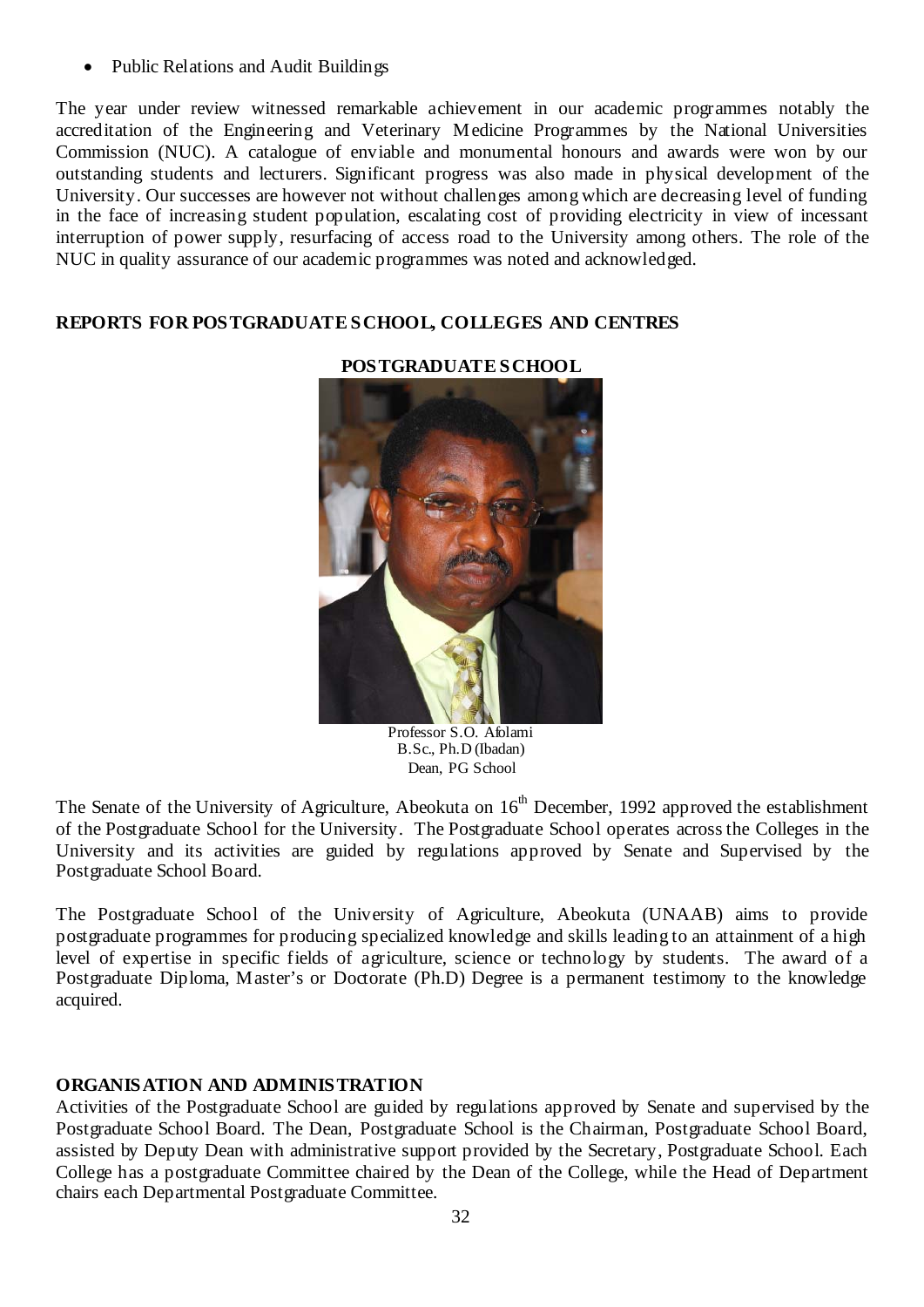- Public Relations and Audit Buildings

The year under review witnessed remarkable achievement in our academic programmes notably the accreditation of the Engineering and Veterinary Medicine Programmes by the National Universities Commission (NUC). A catalogue of enviable and monumental honours and awards were won by our outstanding students and lecturers. Significant progress was also made in physical development of the University. Our successes are however not without challenges among which are decreasing level of funding in the face of increasing student population, escalating cost of providing electricity in view of incessant interruption of power supply, resurfacing of access road to the University among others. The role of the NUC in quality assurance of our academic programmes was noted and acknowledged.

## REPORTS FOR POSTGRADUATE SCHOOL, COLLEGES AND CENTRES

### POSTGRADUATE SCHOOL

Professor S.O. Afolami
B.Sc., Ph.D (Ibadan)
Dean, PG School

The Senate of the University of Agriculture, Abeokuta on 16th December, 1992 approved the establishment of the Postgraduate School for the University. The Postgraduate School operates across the Colleges in the University and its activities are guided by regulations approved by Senate and Supervised by the Postgraduate School Board.

The Postgraduate School of the University of Agriculture, Abeokuta (UNAAB) aims to provide postgraduate programmes for producing specialized knowledge and skills leading to an attainment of a high level of expertise in specific fields of agriculture, science or technology by students. The award of a Postgraduate Diploma, Master's or Doctorate (Ph.D) Degree is a permanent testimony to the knowledge acquired.

## ORGANISATION AND ADMINISTRATION

Activities of the Postgraduate School are guided by regulations approved by Senate and supervised by the Postgraduate School Board. The Dean, Postgraduate School is the Chairman, Postgraduate School Board, assisted by Deputy Dean with administrative support provided by the Secretary, Postgraduate School. Each College has a postgraduate Committee chaired by the Dean of the College, while the Head of Department chairs each Departmental Postgraduate Committee.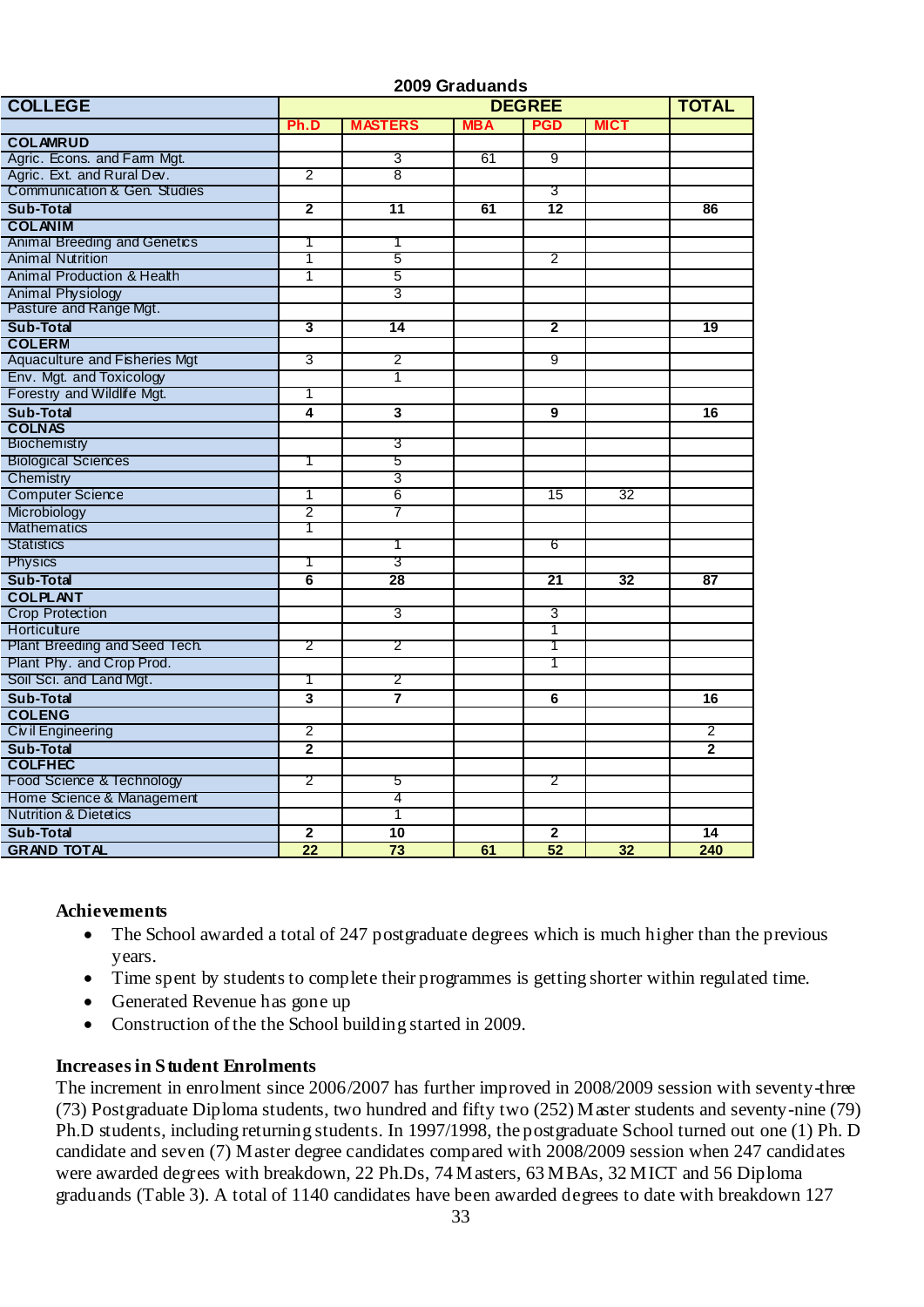**2009 Graduands**

| COLLEGE | DEGREE | | | | | TOTAL |
|---|---|---|---|---|---|---|
| | Ph.D | MASTERS | MBA | PGD | MICT | |
| **COLAMRUD** | | | | | | |
| Agric. Econs. and Farm Mgt. | | 3 | 61 | 9 | | |
| Agric. Ext. and Rural Dev. | 2 | 8 | | | | |
| Communication & Gen. Studies | | | | 3 | | |
| **Sub-Total** | **2** | **11** | **61** | **12** | | **86** |
| **COLANIM** | | | | | | |
| Animal Breeding and Genetics | 1 | 1 | | | | |
| Animal Nutrition | 1 | 5 | | 2 | | |
| Animal Production & Health | 1 | 5 | | | | |
| Animal Physiology | | 3 | | | | |
| Pasture and Range Mgt. | | | | | | |
| **Sub-Total** | **3** | **14** | | **2** | | **19** |
| **COLERM** | | | | | | |
| Aquaculture and Fisheries Mgt | 3 | 2 | | 9 | | |
| Env. Mgt. and Toxicology | | 1 | | | | |
| Forestry and Wildlife Mgt. | 1 | | | | | |
| **Sub-Total** | **4** | **3** | | **9** | | **16** |
| **COLNAS** | | | | | | |
| Biochemistry | | 3 | | | | |
| Biological Sciences | 1 | 5 | | | | |
| Chemistry | | 3 | | | | |
| Computer Science | 1 | 6 | | 15 | 32 | |
| Microbiology | 2 | 7 | | | | |
| Mathematics | 1 | | | | | |
| Statistics | | 1 | | 6 | | |
| Physics | 1 | 3 | | | | |
| **Sub-Total** | **6** | **28** | | **21** | **32** | **87** |
| **COLPLANT** | | | | | | |
| Crop Protection | | 3 | | 3 | | |
| Horticulture | | | | 1 | | |
| Plant Breeding and Seed Tech. | 2 | 2 | | 1 | | |
| Plant Phy. and Crop Prod. | | | | 1 | | |
| Soil Sci. and Land Mgt. | 1 | 2 | | | | |
| **Sub-Total** | **3** | **7** | | **6** | | **16** |
| **COLENG** | | | | | | |
| Civil Engineering | 2 | | | | | 2 |
| **Sub-Total** | **2** | | | | | **2** |
| **COLFHEC** | | | | | | |
| Food Science & Technology | 2 | 5 | | 2 | | |
| Home Science & Management | | 4 | | | | |
| Nutrition & Dietetics | | 1 | | | | |
| **Sub-Total** | **2** | **10** | | **2** | | **14** |
| **GRAND TOTAL** | **22** | **73** | **61** | **52** | **32** | **240** |

**Achievements**

- The School awarded a total of 247 postgraduate degrees which is much higher than the previous years.
- Time spent by students to complete their programmes is getting shorter within regulated time.
- Generated Revenue has gone up
- Construction of the the School building started in 2009.

**Increases in Student Enrolments**

The increment in enrolment since 2006/2007 has further improved in 2008/2009 session with seventy-three (73) Postgraduate Diploma students, two hundred and fifty two (252) Master students and seventy-nine (79) Ph.D students, including returning students. In 1997/1998, the postgraduate School turned out one (1) Ph. D candidate and seven (7) Master degree candidates compared with 2008/2009 session when 247 candidates were awarded degrees with breakdown, 22 Ph.Ds, 74 Masters, 63 MBAs, 32 MICT and 56 Diploma graduands (Table 3). A total of 1140 candidates have been awarded degrees to date with breakdown 127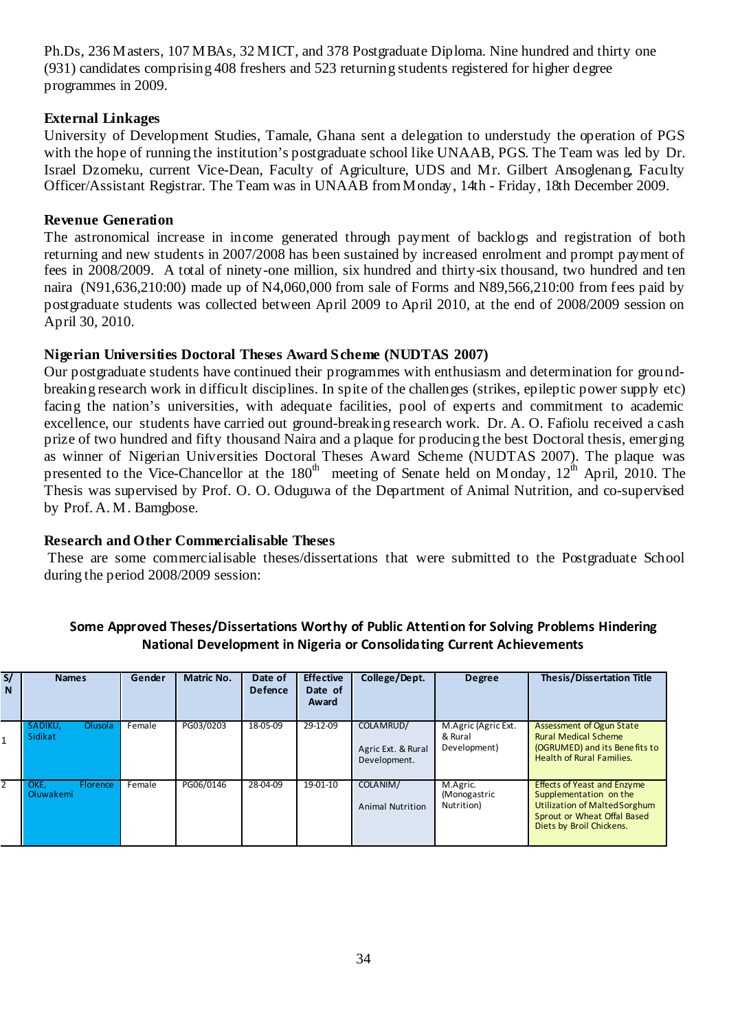Ph.Ds, 236 Masters, 107 MBAs, 32 MICT, and 378 Postgraduate Diploma. Nine hundred and thirty one (931) candidates comprising 408 freshers and 523 returning students registered for higher degree programmes in 2009.

**External Linkages**

University of Development Studies, Tamale, Ghana sent a delegation to understudy the operation of PGS with the hope of running the institution's postgraduate school like UNAAB, PGS. The Team was led by Dr. Israel Dzomeku, current Vice-Dean, Faculty of Agriculture, UDS and Mr. Gilbert Ansoglenang, Faculty Officer/Assistant Registrar. The Team was in UNAAB from Monday, 14th - Friday, 18th December 2009.

**Revenue Generation**

The astronomical increase in income generated through payment of backlogs and registration of both returning and new students in 2007/2008 has been sustained by increased enrolment and prompt payment of fees in 2008/2009. A total of ninety-one million, six hundred and thirty-six thousand, two hundred and ten naira (N91,636,210:00) made up of N4,060,000 from sale of Forms and N89,566,210:00 from fees paid by postgraduate students was collected between April 2009 to April 2010, at the end of 2008/2009 session on April 30, 2010.

**Nigerian Universities Doctoral Theses Award Scheme (NUDTAS 2007)**

Our postgraduate students have continued their programmes with enthusiasm and determination for ground-breaking research work in difficult disciplines. In spite of the challenges (strikes, epileptic power supply etc) facing the nation's universities, with adequate facilities, pool of experts and commitment to academic excellence, our students have carried out ground-breaking research work. Dr. A. O. Fafiolu received a cash prize of two hundred and fifty thousand Naira and a plaque for producing the best Doctoral thesis, emerging as winner of Nigerian Universities Doctoral Theses Award Scheme (NUDTAS 2007). The plaque was presented to the Vice-Chancellor at the 180th meeting of Senate held on Monday, 12th April, 2010. The Thesis was supervised by Prof. O. O. Oduguwa of the Department of Animal Nutrition, and co-supervised by Prof. A. M. Bamgbose.

**Research and Other Commercialisable Theses**

These are some commercialisable theses/dissertations that were submitted to the Postgraduate School during the period 2008/2009 session:

**Some Approved Theses/Dissertations Worthy of Public Attention for Solving Problems Hindering National Development in Nigeria or Consolidating Current Achievements**

| S/N | Names | Gender | Matric No. | Date of Defence | Effective Date of Award | College/Dept. | Degree | Thesis/Dissertation Title |
|---|---|---|---|---|---|---|---|---|
| 1 | SADIKU, Olusola Sidikat | Female | PG03/0203 | 18-05-09 | 29-12-09 | COLAMRUD/ Agric Ext. & Rural Development. | M.Agric (Agric Ext. & Rural Development) | Assessment of Ogun State Rural Medical Scheme (OGRUMED) and its Benefits to Health of Rural Families. |
| 2 | OKE, Florence Oluwakemi | Female | PG06/0146 | 28-04-09 | 19-01-10 | COLANIM/ Animal Nutrition | M.Agric. (Monogastric Nutrition) | Effects of Yeast and Enzyme Supplementation on the Utilization of Malted Sorghum Sprout or Wheat Offal Based Diets by Broil Chickens. |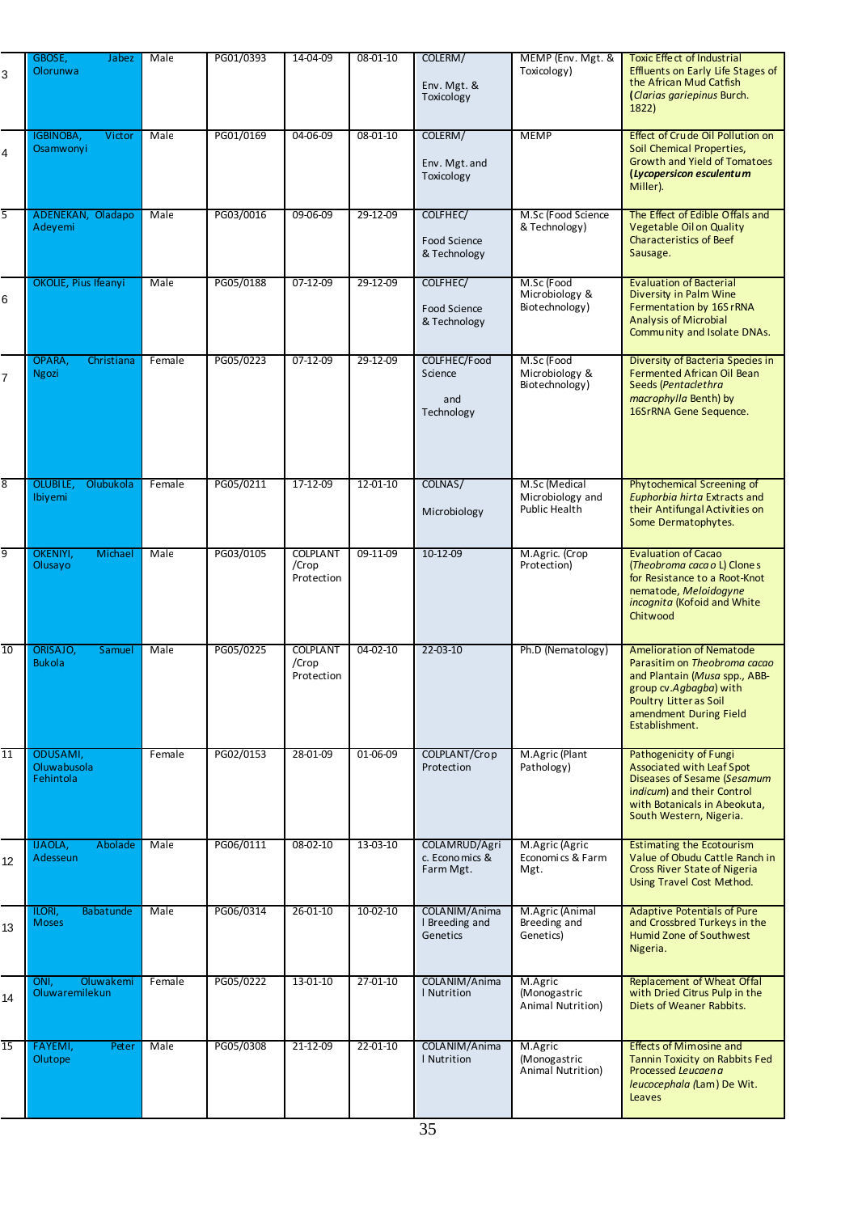| | | | | | | | | |
|---|---|---|---|---|---|---|---|---|
| 3 | GBOSE, Jabez Olorunwa | Male | PG01/0393 | 14-04-09 | 08-01-10 | COLERM/ Env. Mgt. & Toxicology | MEMP (Env. Mgt. & Toxicology) | Toxic Effect of Industrial Effluents on Early Life Stages of the African Mud Catfish (*Clarias gariepinus* Burch. 1822) |
| 4 | IGBINOBA, Victor Osamwonyi | Male | PG01/0169 | 04-06-09 | 08-01-10 | COLERM/ Env. Mgt. and Toxicology | MEMP | Effect of Crude Oil Pollution on Soil Chemical Properties, Growth and Yield of Tomatoes (***Lycopersicon esculentum*** Miller). |
| 5 | ADENEKAN, Oladapo Adeyemi | Male | PG03/0016 | 09-06-09 | 29-12-09 | COLFHEC/ Food Science & Technology | M.Sc (Food Science & Technology) | The Effect of Edible Offals and Vegetable Oil on Quality Characteristics of Beef Sausage. |
| 6 | OKOLIE, Pius Ifeanyi | Male | PG05/0188 | 07-12-09 | 29-12-09 | COLFHEC/ Food Science & Technology | M.Sc (Food Microbiology & Biotechnology) | Evaluation of Bacterial Diversity in Palm Wine Fermentation by 16S rRNA Analysis of Microbial Community and Isolate DNAs. |
| 7 | OPARA, Christiana Ngozi | Female | PG05/0223 | 07-12-09 | 29-12-09 | COLFHEC/Food Science and Technology | M.Sc (Food Microbiology & Biotechnology) | Diversity of Bacteria Species in Fermented African Oil Bean Seeds (*Pentaclethra macrophylla* Benth) by 16SrRNA Gene Sequence. |
| 8 | OLUBILE, Olubukola Ibiyemi | Female | PG05/0211 | 17-12-09 | 12-01-10 | COLNAS/ Microbiology | M.Sc (Medical Microbiology and Public Health | Phytochemical Screening of *Euphorbia hirta* Extracts and their Antifungal Activities on Some Dermatophytes. |
| 9 | OKENIYI, Michael Olusayo | Male | PG03/0105 | COLPLANT /Crop Protection | 09-11-09 | 10-12-09 | M.Agric. (Crop Protection) | Evaluation of Cacao (*Theobroma cacao* L) Clones for Resistance to a Root-Knot nematode, *Meloidogyne incognita* (Kofoid and White Chitwood |
| 10 | ORISAJO, Samuel Bukola | Male | PG05/0225 | COLPLANT /Crop Protection | 04-02-10 | 22-03-10 | Ph.D (Nematology) | Amelioration of Nematode Parasitism on *Theobroma cacao* and Plantain (*Musa* spp., ABB-group cv.*Agbagba*) with Poultry Litter as Soil amendment During Field Establishment. |
| 11 | ODUSAMI, Oluwabusola Fehintola | Female | PG02/0153 | 28-01-09 | 01-06-09 | COLPLANT/Crop Protection | M.Agric (Plant Pathology) | Pathogenicity of Fungi Associated with Leaf Spot Diseases of Sesame (*Sesamum indicum*) and their Control with Botanicals in Abeokuta, South Western, Nigeria. |
| 12 | IJAOLA, Abolade Adesseun | Male | PG06/0111 | 08-02-10 | 13-03-10 | COLAMRUD/Agric. Economics & Farm Mgt. | M.Agric (Agric Economics & Farm Mgt. | Estimating the Ecotourism Value of Obudu Cattle Ranch in Cross River State of Nigeria Using Travel Cost Method. |
| 13 | ILORI, Babatunde Moses | Male | PG06/0314 | 26-01-10 | 10-02-10 | COLANIM/Animal Breeding and Genetics | M.Agric (Animal Breeding and Genetics) | Adaptive Potentials of Pure and Crossbred Turkeys in the Humid Zone of Southwest Nigeria. |
| 14 | ONI, Oluwakemi Oluwaremilekun | Female | PG05/0222 | 13-01-10 | 27-01-10 | COLANIM/Animal Nutrition | M.Agric (Monogastric Animal Nutrition) | Replacement of Wheat Offal with Dried Citrus Pulp in the Diets of Weaner Rabbits. |
| 15 | FAYEMI, Peter Olutope | Male | PG05/0308 | 21-12-09 | 22-01-10 | COLANIM/Animal Nutrition | M.Agric (Monogastric Animal Nutrition) | Effects of Mimosine and Tannin Toxicity on Rabbits Fed Processed *Leucaena leucocephala* (Lam) De Wit. Leaves |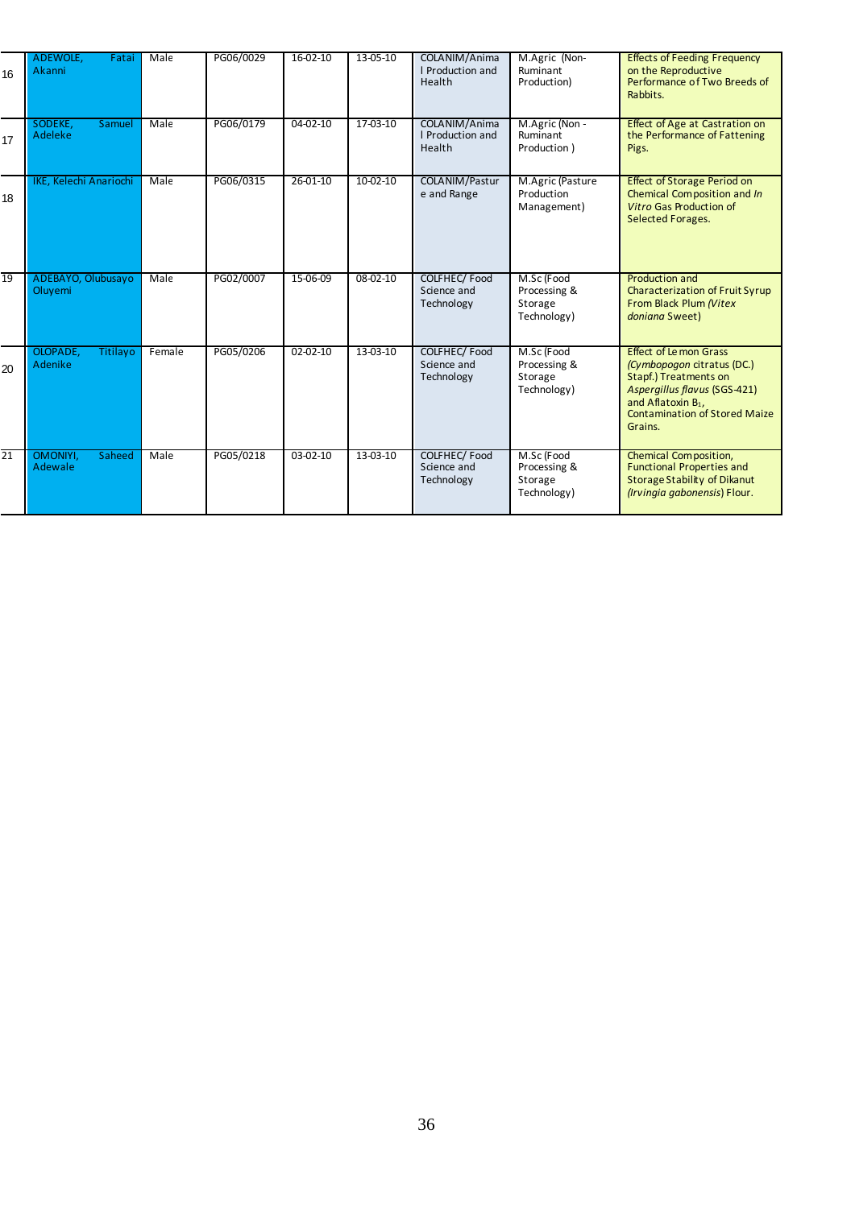| | | | | | | | | |
|---|---|---|---|---|---|---|---|---|
| 16 | ADEWOLE, Fatai Akanni | Male | PG06/0029 | 16-02-10 | 13-05-10 | COLANIM/Animal Production and Health | M.Agric (Non-Ruminant Production) | Effects of Feeding Frequency on the Reproductive Performance of Two Breeds of Rabbits. |
| 17 | SODEKE, Samuel Adeleke | Male | PG06/0179 | 04-02-10 | 17-03-10 | COLANIM/Animal Production and Health | M.Agric (Non - Ruminant Production ) | Effect of Age at Castration on the Performance of Fattening Pigs. |
| 18 | IKE, Kelechi Anariochi | Male | PG06/0315 | 26-01-10 | 10-02-10 | COLANIM/Pasture and Range | M.Agric (Pasture Production Management) | Effect of Storage Period on Chemical Composition and *In Vitro* Gas Production of Selected Forages. |
| 19 | ADEBAYO, Olubusayo Oluyemi | Male | PG02/0007 | 15-06-09 | 08-02-10 | COLFHEC/ Food Science and Technology | M.Sc (Food Processing & Storage Technology) | Production and Characterization of Fruit Syrup From Black Plum *(Vitex doniana* Sweet) |
| 20 | OLOPADE, Titilayo Adenike | Female | PG05/0206 | 02-02-10 | 13-03-10 | COLFHEC/ Food Science and Technology | M.Sc (Food Processing & Storage Technology) | Effect of Lemon Grass *(Cymbopogon* citratus (DC.) Stapf.) Treatments on *Aspergillus flavus* (SGS-421) and Aflatoxin $B_1$, Contamination of Stored Maize Grains. |
| 21 | OMONIYI, Saheed Adewale | Male | PG05/0218 | 03-02-10 | 13-03-10 | COLFHEC/ Food Science and Technology | M.Sc (Food Processing & Storage Technology) | Chemical Composition, Functional Properties and Storage Stability of Dikanut *(Irvingia gabonensis*) Flour. |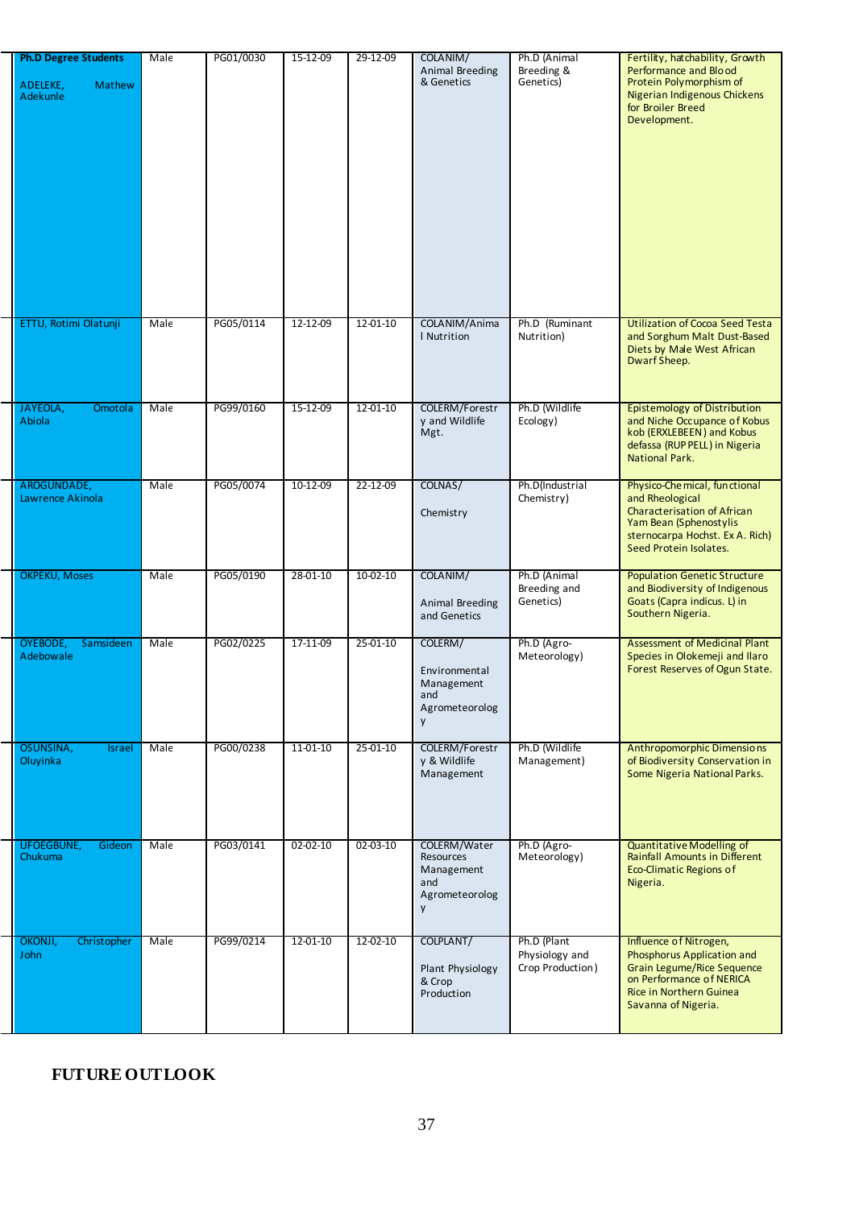| Ph.D Degree Students ADELEKE, Mathew Adekunle | Male | PG01/0030 | 15-12-09 | 29-12-09 | COLANIM/ Animal Breeding & Genetics | Ph.D (Animal Breeding & Genetics) | Fertility, hatchability, Growth Performance and Blood Protein Polymorphism of Nigerian Indigenous Chickens for Broiler Breed Development. |
|---|---|---|---|---|---|---|---|
| ETTU, Rotimi Olatunji | Male | PG05/0114 | 12-12-09 | 12-01-10 | COLANIM/Animal Nutrition | Ph.D (Ruminant Nutrition) | Utilization of Cocoa Seed Testa and Sorghum Malt Dust-Based Diets by Male West African Dwarf Sheep. |
| JAYEOLA, Omotola Abiola | Male | PG99/0160 | 15-12-09 | 12-01-10 | COLERM/Forestry and Wildlife Mgt. | Ph.D (Wildlife Ecology) | Epistemology of Distribution and Niche Occupance of Kobus kob (ERXLEBEEN) and Kobus defassa (RUPPELL) in Nigeria National Park. |
| AROGUNDADE, Lawrence Akinola | Male | PG05/0074 | 10-12-09 | 22-12-09 | COLNAS/ Chemistry | Ph.D(Industrial Chemistry) | Physico-Chemical, functional and Rheological Characterisation of African Yam Bean (Sphenostylis sternocarpa Hochst. Ex A. Rich) Seed Protein Isolates. |
| OKPEKU, Moses | Male | PG05/0190 | 28-01-10 | 10-02-10 | COLANIM/ Animal Breeding and Genetics | Ph.D (Animal Breeding and Genetics) | Population Genetic Structure and Biodiversity of Indigenous Goats (Capra indicus. L) in Southern Nigeria. |
| OYEBODE, Samsideen Adebowale | Male | PG02/0225 | 17-11-09 | 25-01-10 | COLERM/ Environmental Management and Agrometeorology | Ph.D (Agro-Meteorology) | Assessment of Medicinal Plant Species in Olokemeji and Ilaro Forest Reserves of Ogun State. |
| OSUNSINA, Israel Oluyinka | Male | PG00/0238 | 11-01-10 | 25-01-10 | COLERM/Forestry & Wildlife Management | Ph.D (Wildlife Management) | Anthropomorphic Dimensions of Biodiversity Conservation in Some Nigeria National Parks. |
| UFOEGBUNE, Gideon Chukuma | Male | PG03/0141 | 02-02-10 | 02-03-10 | COLERM/Water Resources Management and Agrometeorology | Ph.D (Agro-Meteorology) | Quantitative Modelling of Rainfall Amounts in Different Eco-Climatic Regions of Nigeria. |
| OKONJI, Christopher John | Male | PG99/0214 | 12-01-10 | 12-02-10 | COLPLANT/ Plant Physiology & Crop Production | Ph.D (Plant Physiology and Crop Production) | Influence of Nitrogen, Phosphorus Application and Grain Legume/Rice Sequence on Performance of NERICA Rice in Northern Guinea Savanna of Nigeria. |

**FUTURE OUTLOOK**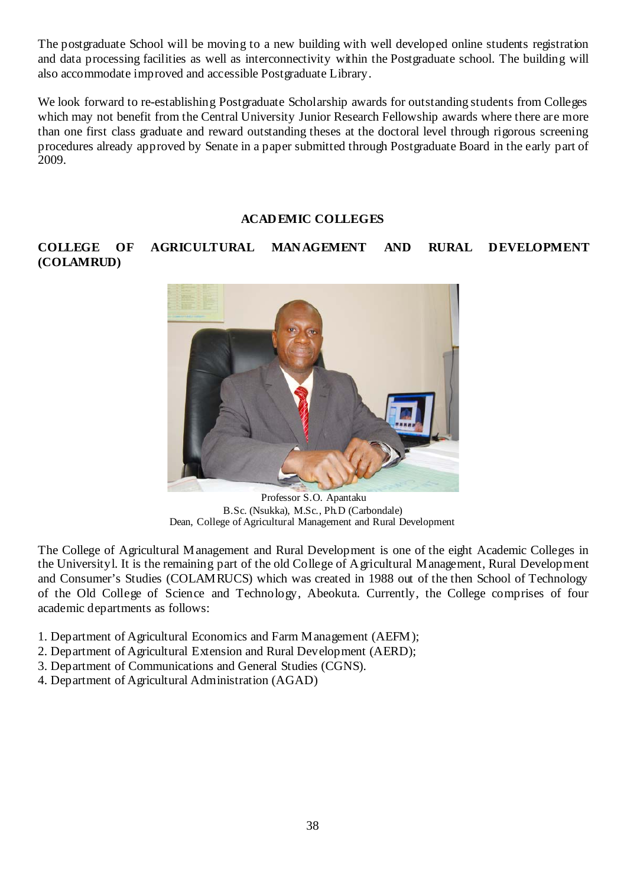The postgraduate School will be moving to a new building with well developed online students registration and data processing facilities as well as interconnectivity within the Postgraduate school. The building will also accommodate improved and accessible Postgraduate Library.

We look forward to re-establishing Postgraduate Scholarship awards for outstanding students from Colleges which may not benefit from the Central University Junior Research Fellowship awards where there are more than one first class graduate and reward outstanding theses at the doctoral level through rigorous screening procedures already approved by Senate in a paper submitted through Postgraduate Board in the early part of 2009.

## ACADEMIC COLLEGES

### COLLEGE OF AGRICULTURAL MANAGEMENT AND RURAL DEVELOPMENT (COLAMRUD)

Professor S.O. Apantaku
B.Sc. (Nsukka), M.Sc., Ph.D (Carbondale)
Dean, College of Agricultural Management and Rural Development

The College of Agricultural Management and Rural Development is one of the eight Academic Colleges in the Universityl. It is the remaining part of the old College of Agricultural Management, Rural Development and Consumer's Studies (COLAMRUCS) which was created in 1988 out of the then School of Technology of the Old College of Science and Technology, Abeokuta. Currently, the College comprises of four academic departments as follows:

1. Department of Agricultural Economics and Farm Management (AEFM);
2. Department of Agricultural Extension and Rural Development (AERD);
3. Department of Communications and General Studies (CGNS).
4. Department of Agricultural Administration (AGAD)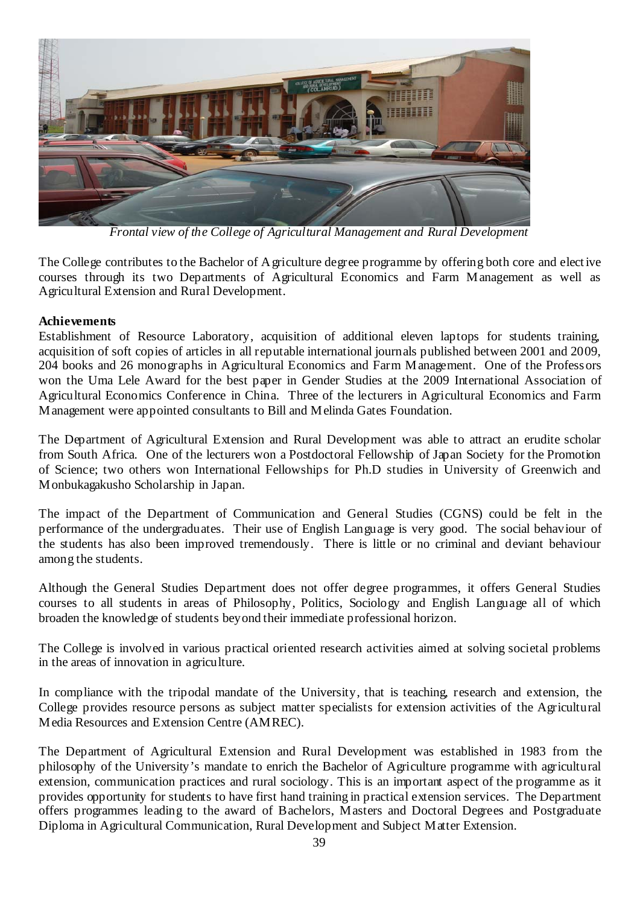*Frontal view of the College of Agricultural Management and Rural Development*

The College contributes to the Bachelor of Agriculture degree programme by offering both core and elective courses through its two Departments of Agricultural Economics and Farm Management as well as Agricultural Extension and Rural Development.

**Achievements**

Establishment of Resource Laboratory, acquisition of additional eleven laptops for students training, acquisition of soft copies of articles in all reputable international journals published between 2001 and 2009, 204 books and 26 monographs in Agricultural Economics and Farm Management. One of the Professors won the Uma Lele Award for the best paper in Gender Studies at the 2009 International Association of Agricultural Economics Conference in China. Three of the lecturers in Agricultural Economics and Farm Management were appointed consultants to Bill and Melinda Gates Foundation.

The Department of Agricultural Extension and Rural Development was able to attract an erudite scholar from South Africa. One of the lecturers won a Postdoctoral Fellowship of Japan Society for the Promotion of Science; two others won International Fellowships for Ph.D studies in University of Greenwich and Monbukagakusho Scholarship in Japan.

The impact of the Department of Communication and General Studies (CGNS) could be felt in the performance of the undergraduates. Their use of English Language is very good. The social behaviour of the students has also been improved tremendously. There is little or no criminal and deviant behaviour among the students.

Although the General Studies Department does not offer degree programmes, it offers General Studies courses to all students in areas of Philosophy, Politics, Sociology and English Language all of which broaden the knowledge of students beyond their immediate professional horizon.

The College is involved in various practical oriented research activities aimed at solving societal problems in the areas of innovation in agriculture.

In compliance with the tripodal mandate of the University, that is teaching, research and extension, the College provides resource persons as subject matter specialists for extension activities of the Agricultural Media Resources and Extension Centre (AMREC).

The Department of Agricultural Extension and Rural Development was established in 1983 from the philosophy of the University's mandate to enrich the Bachelor of Agriculture programme with agricultural extension, communication practices and rural sociology. This is an important aspect of the programme as it provides opportunity for students to have first hand training in practical extension services. The Department offers programmes leading to the award of Bachelors, Masters and Doctoral Degrees and Postgraduate Diploma in Agricultural Communication, Rural Development and Subject Matter Extension.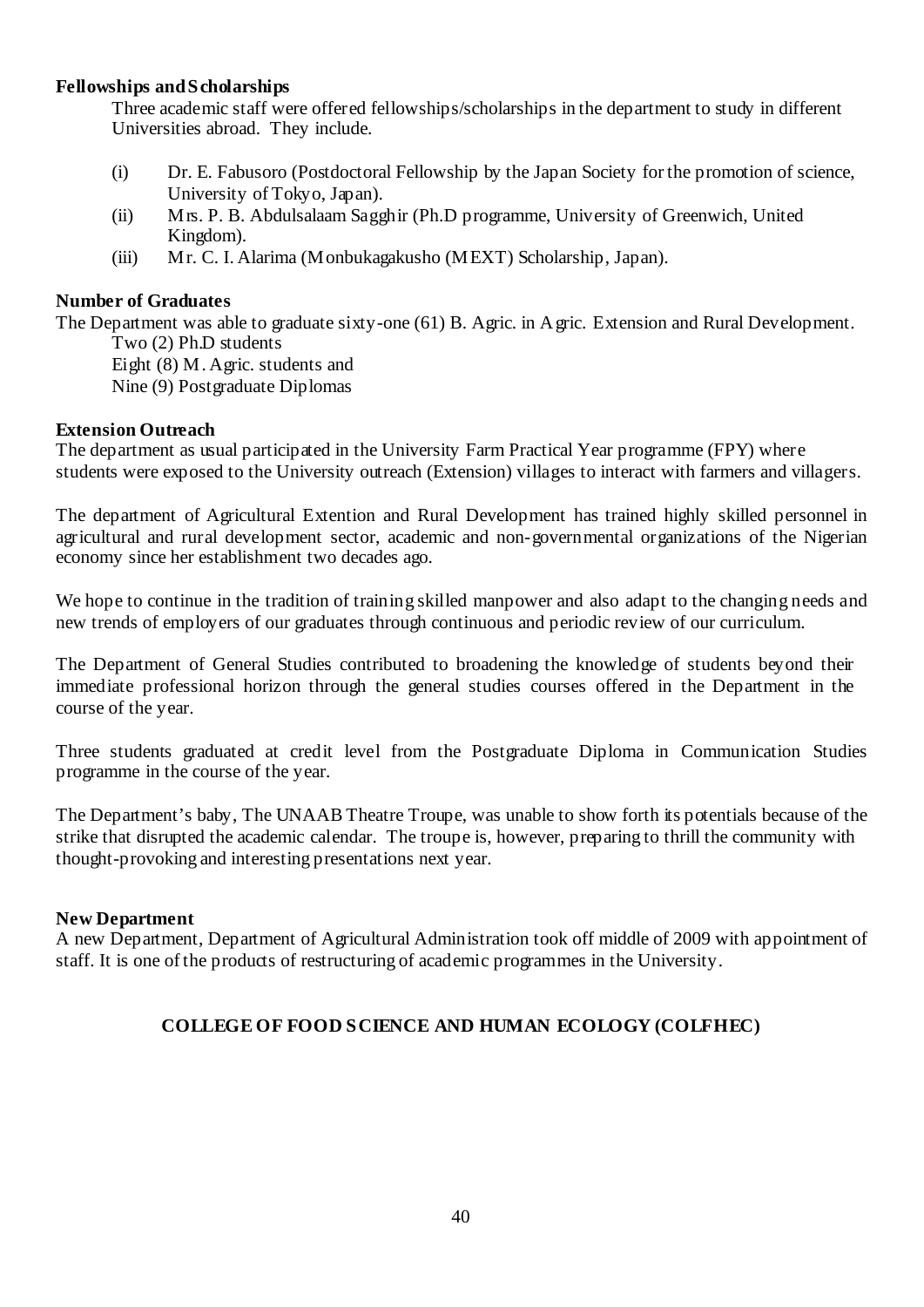**Fellowships and Scholarships**

Three academic staff were offered fellowships/scholarships in the department to study in different Universities abroad. They include.

(i) Dr. E. Fabusoro (Postdoctoral Fellowship by the Japan Society for the promotion of science, University of Tokyo, Japan).

(ii) Mrs. P. B. Abdulsalaam Sagghir (Ph.D programme, University of Greenwich, United Kingdom).

(iii) Mr. C. I. Alarima (Monbukagakusho (MEXT) Scholarship, Japan).

**Number of Graduates**

The Department was able to graduate sixty-one (61) B. Agric. in Agric. Extension and Rural Development.

Two (2) Ph.D students
Eight (8) M. Agric. students and
Nine (9) Postgraduate Diplomas

**Extension Outreach**

The department as usual participated in the University Farm Practical Year programme (FPY) where students were exposed to the University outreach (Extension) villages to interact with farmers and villagers.

The department of Agricultural Extention and Rural Development has trained highly skilled personnel in agricultural and rural development sector, academic and non-governmental organizations of the Nigerian economy since her establishment two decades ago.

We hope to continue in the tradition of training skilled manpower and also adapt to the changing needs and new trends of employers of our graduates through continuous and periodic review of our curriculum.

The Department of General Studies contributed to broadening the knowledge of students beyond their immediate professional horizon through the general studies courses offered in the Department in the course of the year.

Three students graduated at credit level from the Postgraduate Diploma in Communication Studies programme in the course of the year.

The Department's baby, The UNAAB Theatre Troupe, was unable to show forth its potentials because of the strike that disrupted the academic calendar. The troupe is, however, preparing to thrill the community with thought-provoking and interesting presentations next year.

**New Department**

A new Department, Department of Agricultural Administration took off middle of 2009 with appointment of staff. It is one of the products of restructuring of academic programmes in the University.

## COLLEGE OF FOOD SCIENCE AND HUMAN ECOLOGY (COLFHEC)